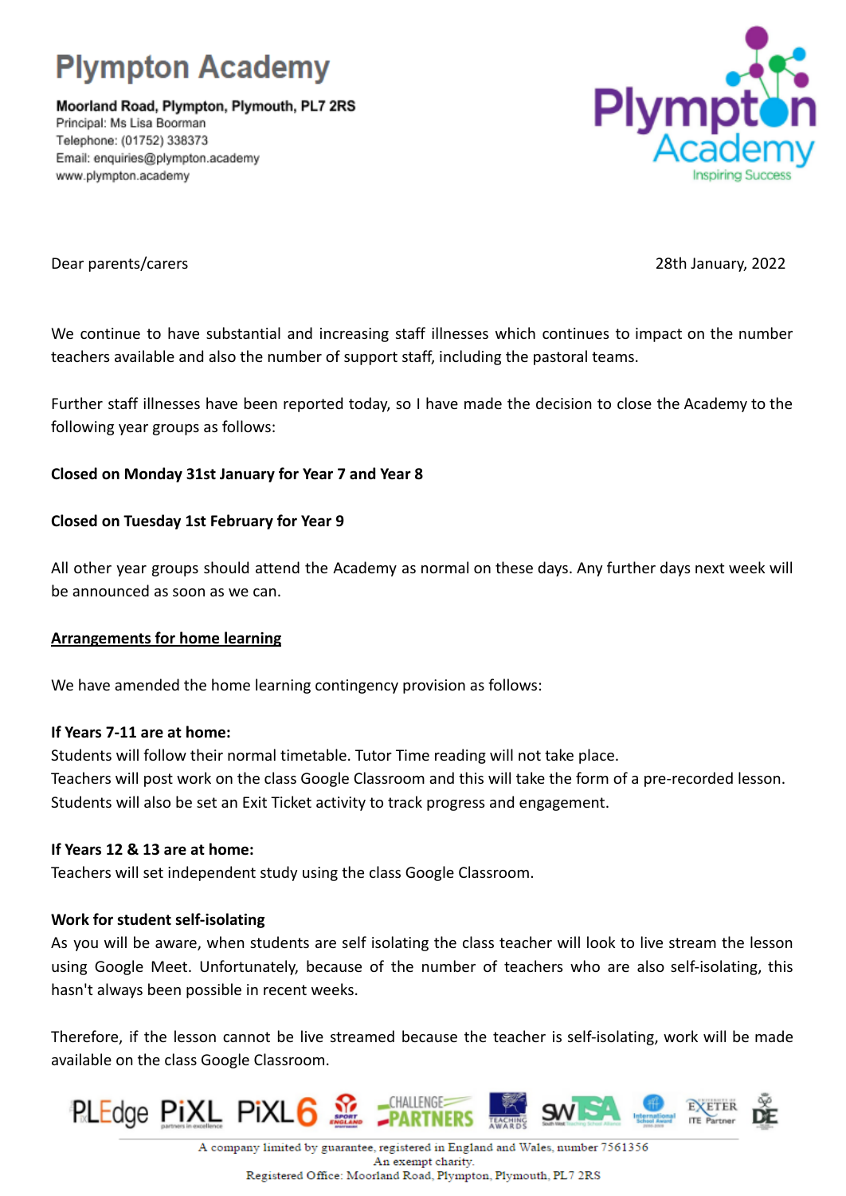# Plympton Academy

**Moorland Road, Plympton, Plymouth, PL7 2RS**
Principal: Ms Lisa Boorman
Telephone: (01752) 338373
Email: enquiries@plympton.academy
www.plympton.academy

Dear parents/carers

28th January, 2022

We continue to have substantial and increasing staff illnesses which continues to impact on the number teachers available and also the number of support staff, including the pastoral teams.

Further staff illnesses have been reported today, so I have made the decision to close the Academy to the following year groups as follows:

**Closed on Monday 31st January for Year 7 and Year 8**

**Closed on Tuesday 1st February for Year 9**

All other year groups should attend the Academy as normal on these days. Any further days next week will be announced as soon as we can.

## Arrangements for home learning

We have amended the home learning contingency provision as follows:

**If Years 7-11 are at home:**
Students will follow their normal timetable. Tutor Time reading will not take place.
Teachers will post work on the class Google Classroom and this will take the form of a pre-recorded lesson. Students will also be set an Exit Ticket activity to track progress and engagement.

**If Years 12 & 13 are at home:**
Teachers will set independent study using the class Google Classroom.

**Work for student self-isolating**
As you will be aware, when students are self isolating the class teacher will look to live stream the lesson using Google Meet. Unfortunately, because of the number of teachers who are also self-isolating, this hasn't always been possible in recent weeks.

Therefore, if the lesson cannot be live streamed because the teacher is self-isolating, work will be made available on the class Google Classroom.

A company limited by guarantee, registered in England and Wales, number 7561356
An exempt charity.
Registered Office: Moorland Road, Plympton, Plymouth, PL7 2RS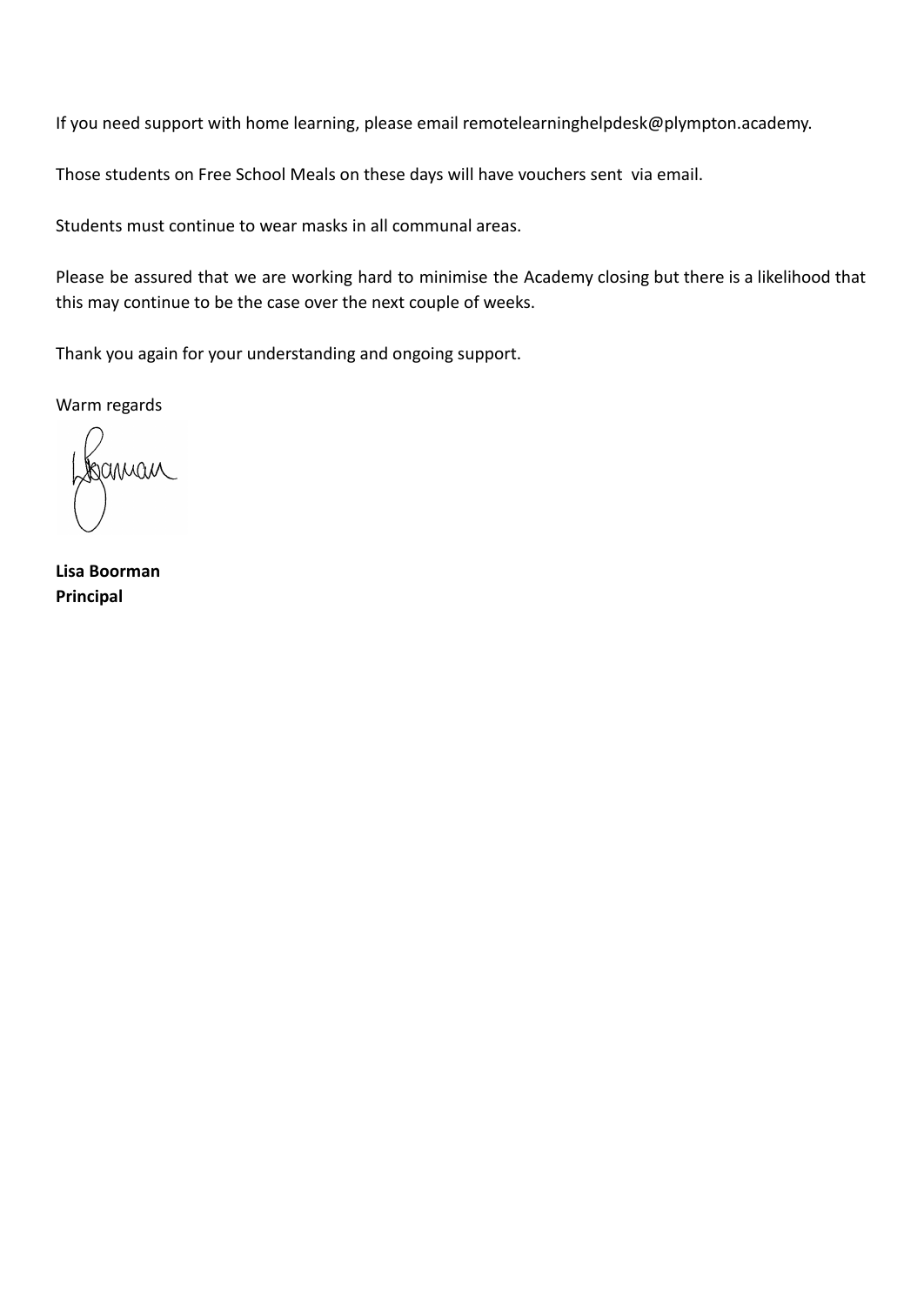If you need support with home learning, please email remotelearninghelpdesk@plympton.academy.

Those students on Free School Meals on these days will have vouchers sent via email.

Students must continue to wear masks in all communal areas.

Please be assured that we are working hard to minimise the Academy closing but there is a likelihood that this may continue to be the case over the next couple of weeks.

Thank you again for your understanding and ongoing support.

Warm regards

**Lisa Boorman**
**Principal**